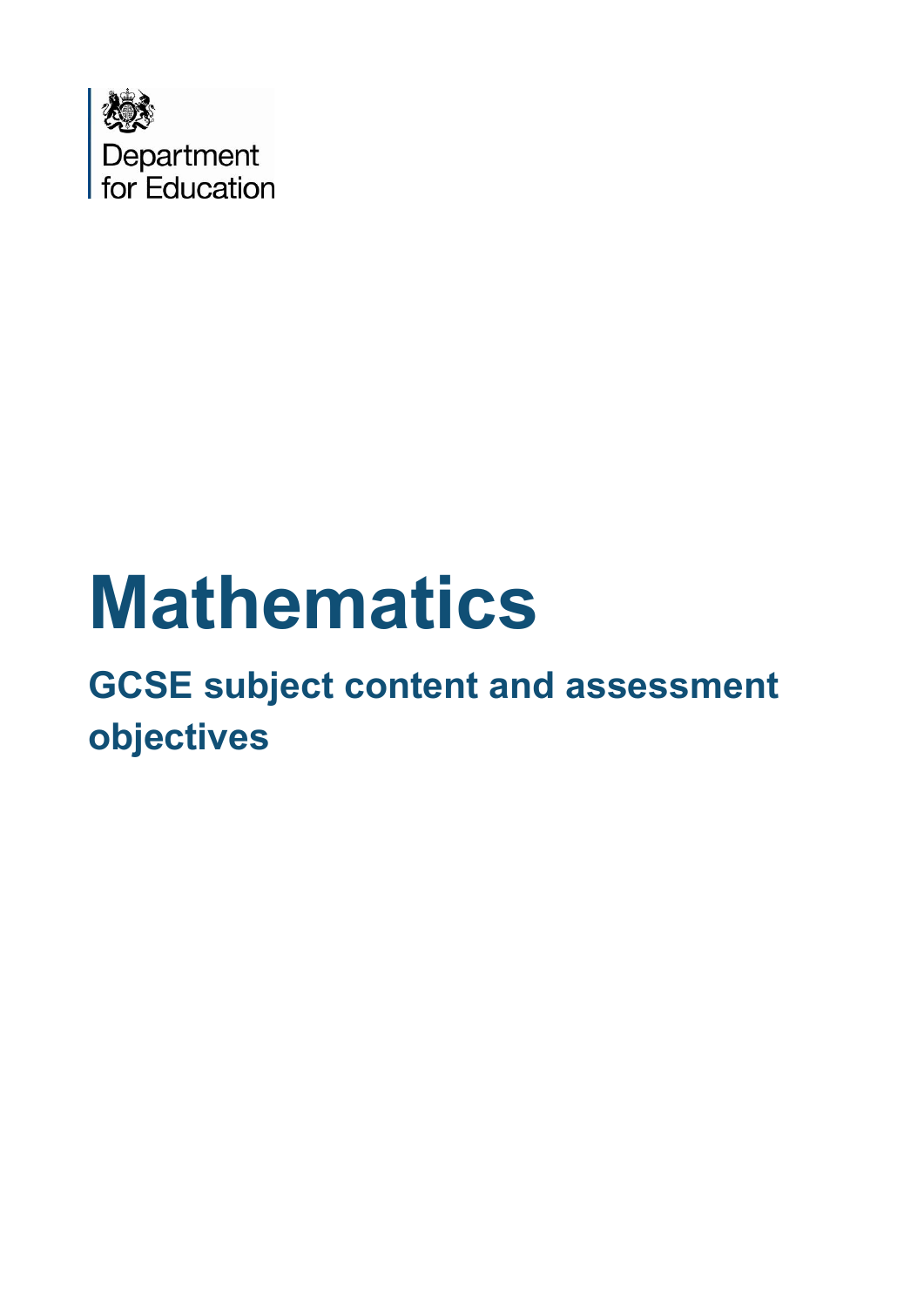Department for Education

# Mathematics

## GCSE subject content and assessment objectives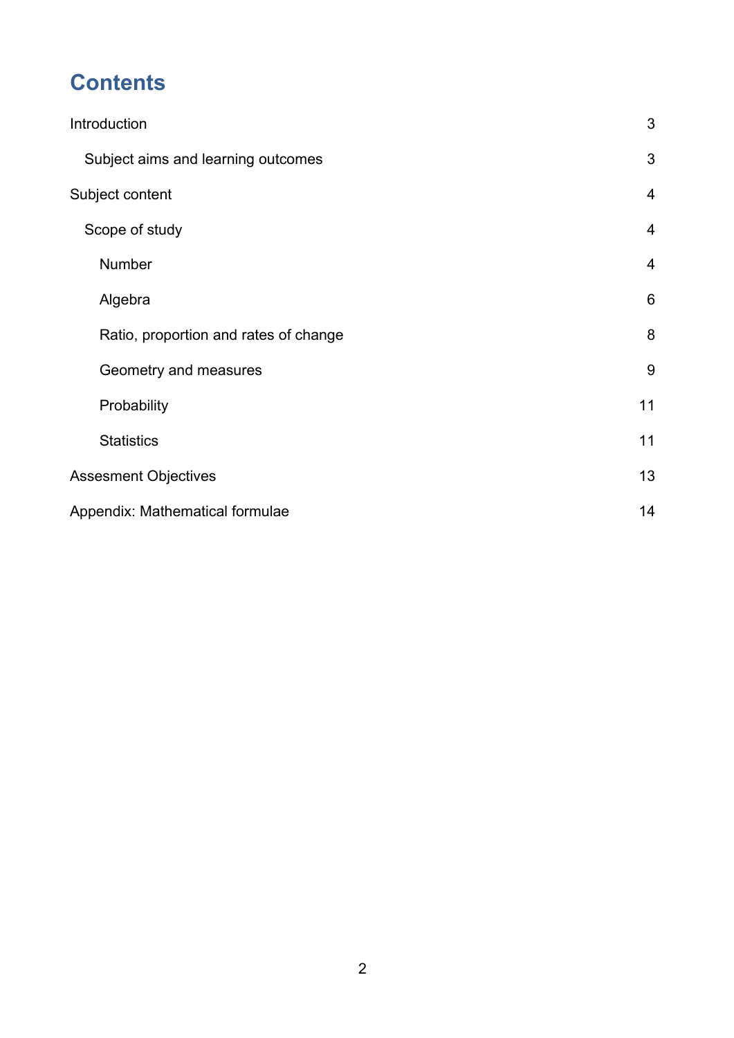# Contents

Introduction 3

- Subject aims and learning outcomes 3

Subject content 4

- Scope of study 4
  - Number 4
  - Algebra 6
  - Ratio, proportion and rates of change 8
  - Geometry and measures 9
  - Probability 11
  - Statistics 11

Assesment Objectives 13

Appendix: Mathematical formulae 14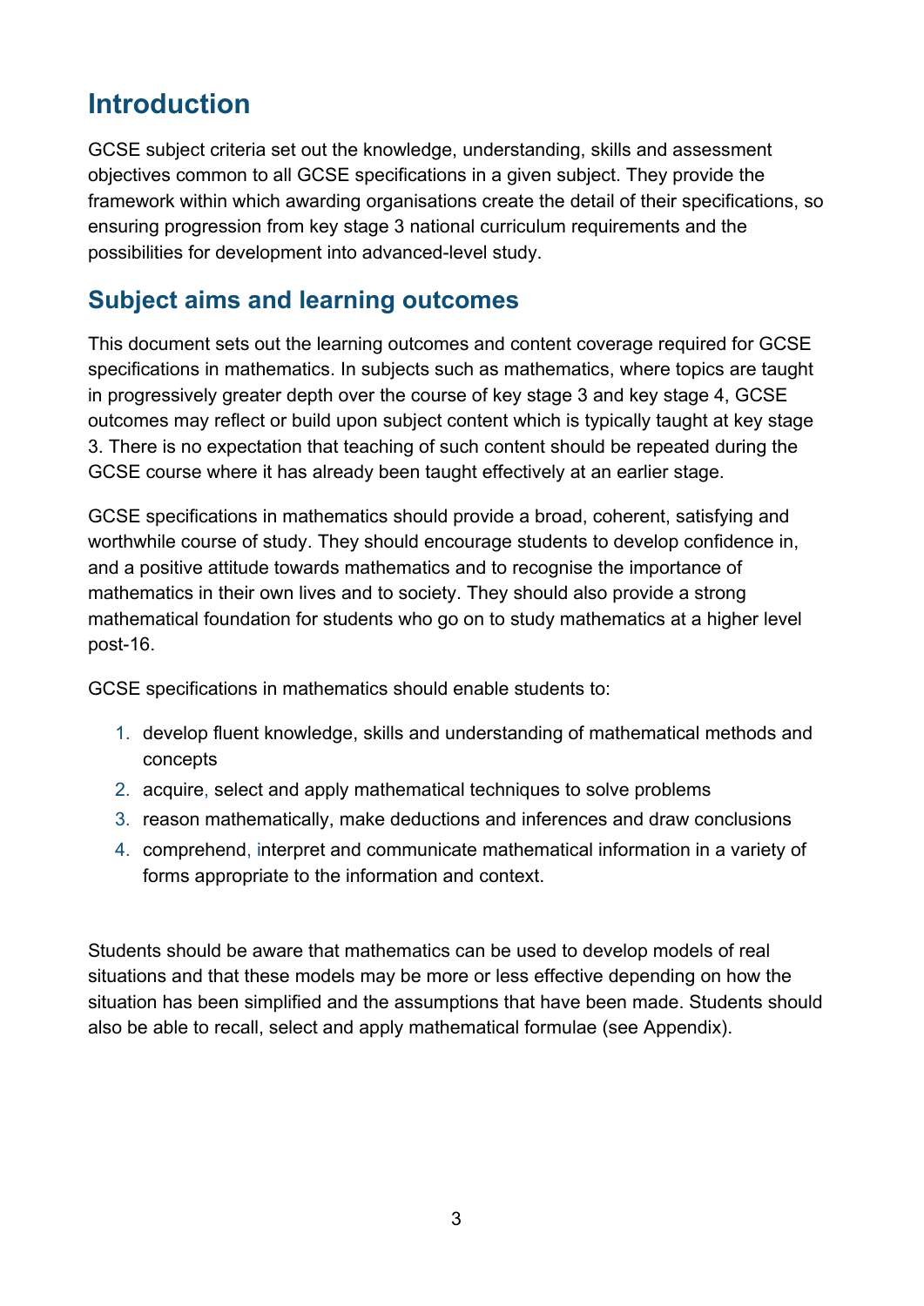## Introduction

GCSE subject criteria set out the knowledge, understanding, skills and assessment objectives common to all GCSE specifications in a given subject. They provide the framework within which awarding organisations create the detail of their specifications, so ensuring progression from key stage 3 national curriculum requirements and the possibilities for development into advanced-level study.

## Subject aims and learning outcomes

This document sets out the learning outcomes and content coverage required for GCSE specifications in mathematics. In subjects such as mathematics, where topics are taught in progressively greater depth over the course of key stage 3 and key stage 4, GCSE outcomes may reflect or build upon subject content which is typically taught at key stage 3. There is no expectation that teaching of such content should be repeated during the GCSE course where it has already been taught effectively at an earlier stage.

GCSE specifications in mathematics should provide a broad, coherent, satisfying and worthwhile course of study. They should encourage students to develop confidence in, and a positive attitude towards mathematics and to recognise the importance of mathematics in their own lives and to society. They should also provide a strong mathematical foundation for students who go on to study mathematics at a higher level post-16.

GCSE specifications in mathematics should enable students to:

1. develop fluent knowledge, skills and understanding of mathematical methods and concepts
2. acquire, select and apply mathematical techniques to solve problems
3. reason mathematically, make deductions and inferences and draw conclusions
4. comprehend, interpret and communicate mathematical information in a variety of forms appropriate to the information and context.

Students should be aware that mathematics can be used to develop models of real situations and that these models may be more or less effective depending on how the situation has been simplified and the assumptions that have been made. Students should also be able to recall, select and apply mathematical formulae (see Appendix).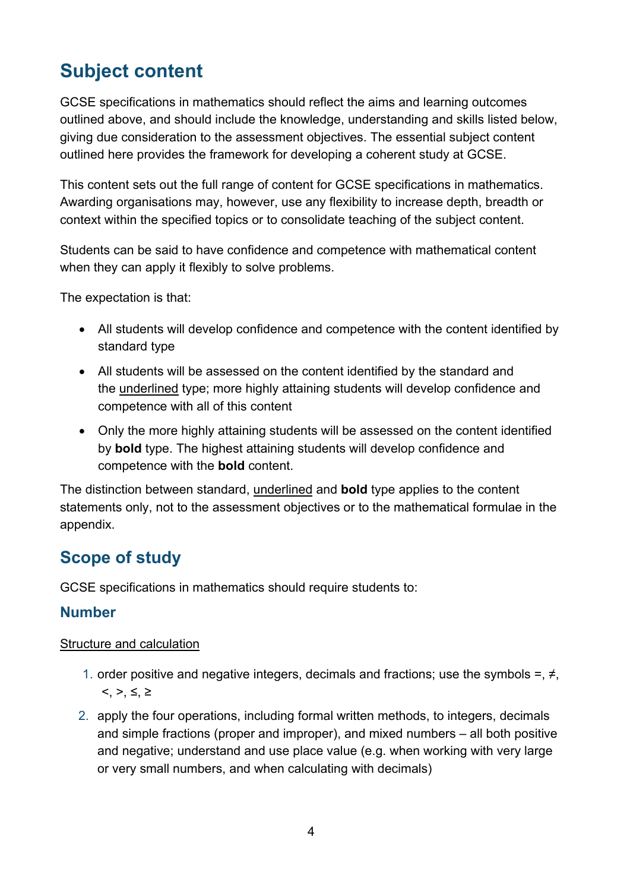## Subject content

GCSE specifications in mathematics should reflect the aims and learning outcomes outlined above, and should include the knowledge, understanding and skills listed below, giving due consideration to the assessment objectives. The essential subject content outlined here provides the framework for developing a coherent study at GCSE.

This content sets out the full range of content for GCSE specifications in mathematics. Awarding organisations may, however, use any flexibility to increase depth, breadth or context within the specified topics or to consolidate teaching of the subject content.

Students can be said to have confidence and competence with mathematical content when they can apply it flexibly to solve problems.

The expectation is that:

- All students will develop confidence and competence with the content identified by standard type
- All students will be assessed on the content identified by the standard and the <u>underlined</u> type; more highly attaining students will develop confidence and competence with all of this content
- Only the more highly attaining students will be assessed on the content identified by **bold** type. The highest attaining students will develop confidence and competence with the **bold** content.

The distinction between standard, <u>underlined</u> and **bold** type applies to the content statements only, not to the assessment objectives or to the mathematical formulae in the appendix.

## Scope of study

GCSE specifications in mathematics should require students to:

### Number

<u>Structure and calculation</u>

1. order positive and negative integers, decimals and fractions; use the symbols =, ≠, <, >, ≤, ≥
2. apply the four operations, including formal written methods, to integers, decimals and simple fractions (proper and improper), and mixed numbers – all both positive and negative; understand and use place value (e.g. when working with very large or very small numbers, and when calculating with decimals)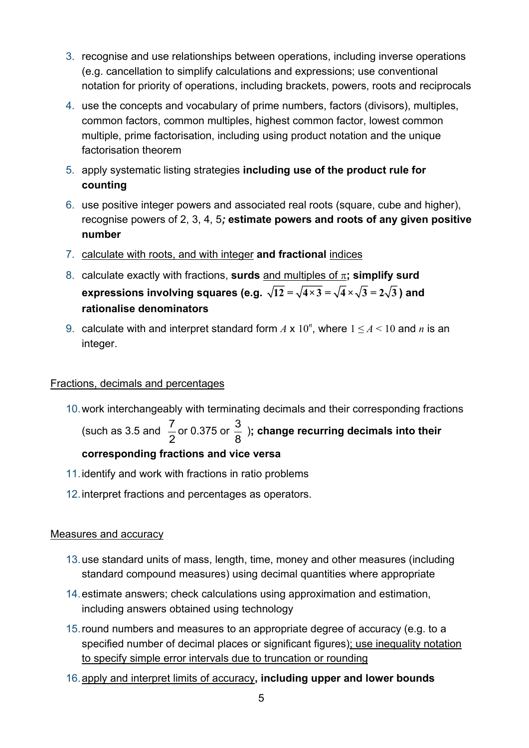3. recognise and use relationships between operations, including inverse operations (e.g. cancellation to simplify calculations and expressions; use conventional notation for priority of operations, including brackets, powers, roots and reciprocals

4. use the concepts and vocabulary of prime numbers, factors (divisors), multiples, common factors, common multiples, highest common factor, lowest common multiple, prime factorisation, including using product notation and the unique factorisation theorem

5. apply systematic listing strategies **including use of the product rule for counting**

6. use positive integer powers and associated real roots (square, cube and higher), recognise powers of 2, 3, 4, 5***;*** **estimate powers and roots of any given positive number**

7. <u>calculate with roots, and with integer</u> **and fractional** <u>indices</u>

8. calculate exactly with fractions, **surds** <u>and multiples of $\pi$</u>**; simplify surd expressions involving squares (e.g. $\sqrt{12} = \sqrt{4 \times 3} = \sqrt{4} \times \sqrt{3} = 2\sqrt{3}$) and rationalise denominators**

9. calculate with and interpret standard form $A \times 10^n$, where $1 \leq A < 10$ and $n$ is an integer.

<u>Fractions, decimals and percentages</u>

10. work interchangeably with terminating decimals and their corresponding fractions (such as 3.5 and $\frac{7}{2}$ or 0.375 or $\frac{3}{8}$ )**; change recurring decimals into their corresponding fractions and vice versa**

11. identify and work with fractions in ratio problems

12. interpret fractions and percentages as operators.

<u>Measures and accuracy</u>

13. use standard units of mass, length, time, money and other measures (including standard compound measures) using decimal quantities where appropriate

14. estimate answers; check calculations using approximation and estimation, including answers obtained using technology

15. round numbers and measures to an appropriate degree of accuracy (e.g. to a specified number of decimal places or significant figures)<u>; use inequality notation to specify simple error intervals due to truncation or rounding</u>

16. <u>apply and interpret limits of accuracy</u>**, including upper and lower bounds**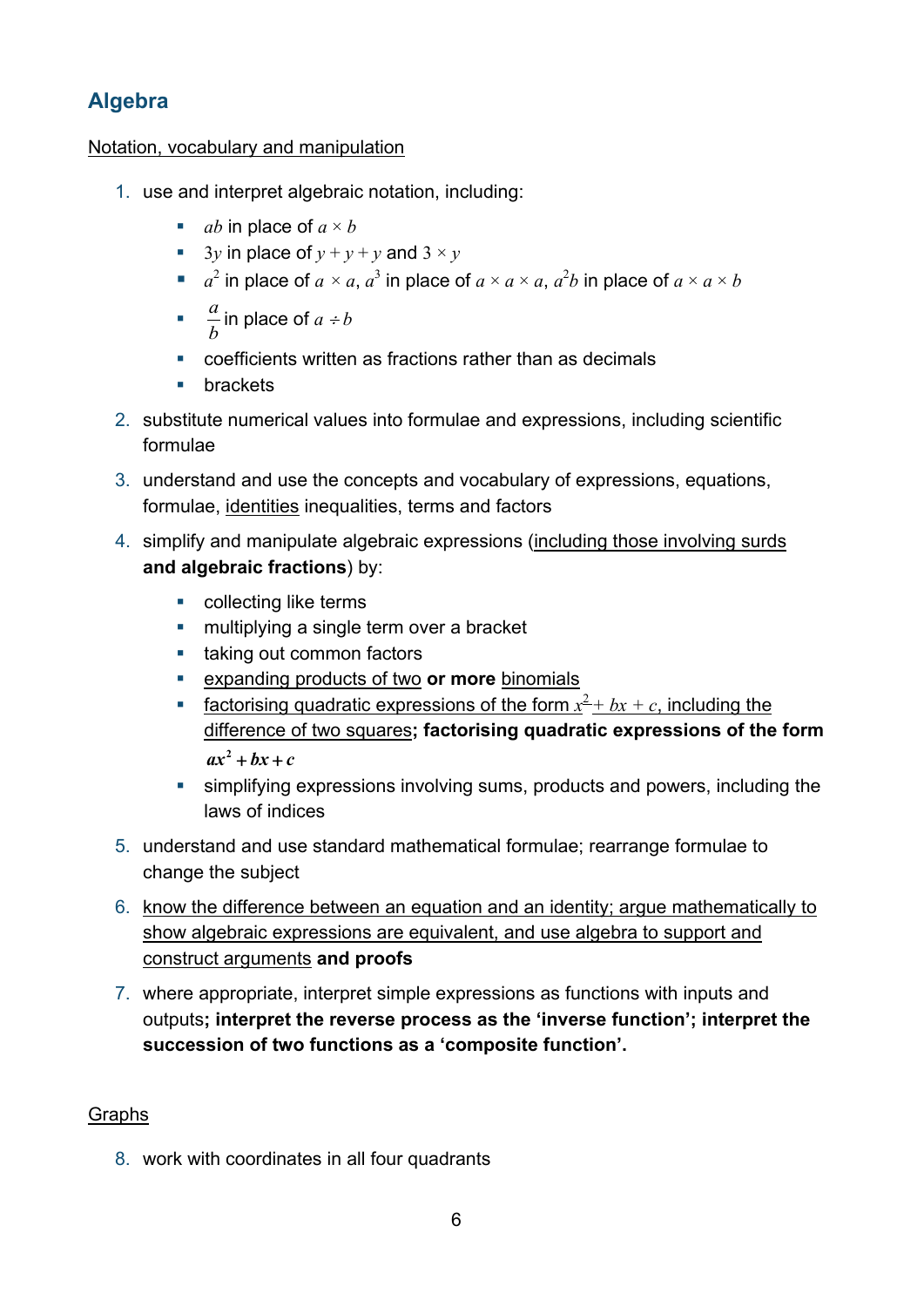## Algebra

<u>Notation, vocabulary and manipulation</u>

1. use and interpret algebraic notation, including:
   - $ab$ in place of $a \times b$
   - $3y$ in place of $y + y + y$ and $3 \times y$
   - $a^2$ in place of $a \times a$, $a^3$ in place of $a \times a \times a$, $a^2b$ in place of $a \times a \times b$
   - $\frac{a}{b}$ in place of $a \div b$
   - coefficients written as fractions rather than as decimals
   - brackets
2. substitute numerical values into formulae and expressions, including scientific formulae
3. understand and use the concepts and vocabulary of expressions, equations, formulae, <u>identities</u> inequalities, terms and factors
4. simplify and manipulate algebraic expressions (<u>including those involving surds</u> **and algebraic fractions**) by:
   - collecting like terms
   - multiplying a single term over a bracket
   - taking out common factors
   - <u>expanding products of two</u> **or more** <u>binomials</u>
   - <u>factorising quadratic expressions of the form $x^2 + bx + c$, including the difference of two squares</u>**; factorising quadratic expressions of the form $ax^2 + bx + c$**
   - simplifying expressions involving sums, products and powers, including the laws of indices
5. understand and use standard mathematical formulae; rearrange formulae to change the subject
6. <u>know the difference between an equation and an identity; argue mathematically to show algebraic expressions are equivalent, and use algebra to support and construct arguments</u> **and proofs**
7. where appropriate, interpret simple expressions as functions with inputs and outputs**; interpret the reverse process as the 'inverse function'; interpret the succession of two functions as a 'composite function'.**

<u>Graphs</u>

8. work with coordinates in all four quadrants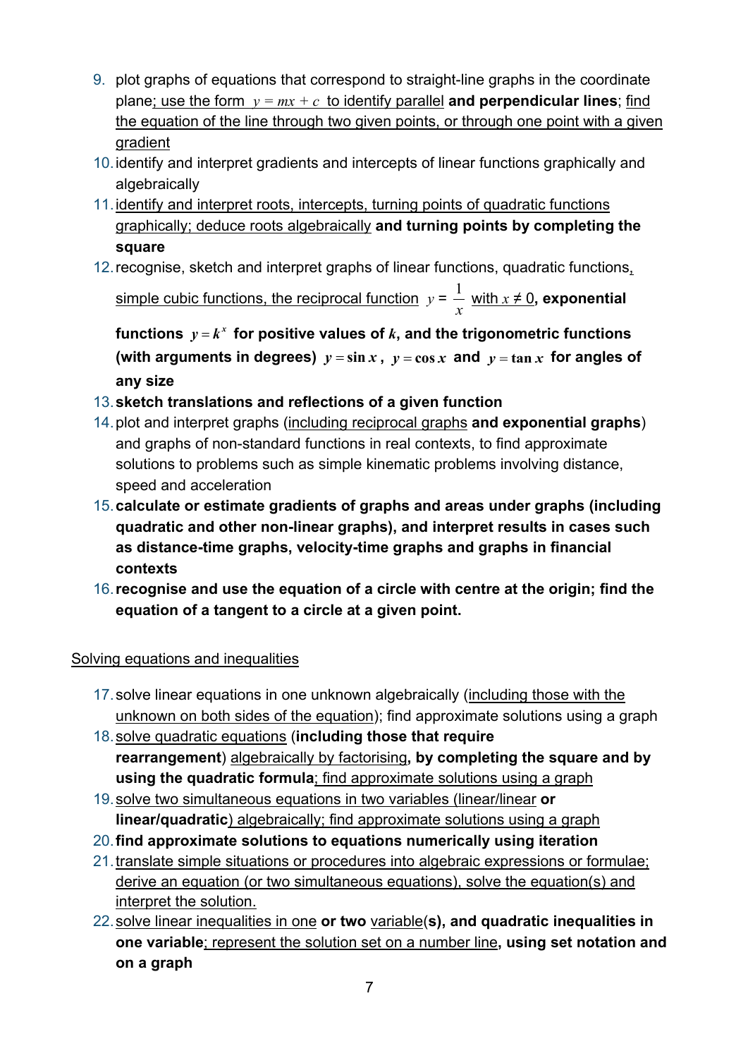9. plot graphs of equations that correspond to straight-line graphs in the coordinate plane; use the form $y = mx + c$ to identify parallel **and perpendicular lines**; find the equation of the line through two given points, or through one point with a given gradient
10. identify and interpret gradients and intercepts of linear functions graphically and algebraically
11. identify and interpret roots, intercepts, turning points of quadratic functions graphically; deduce roots algebraically **and turning points by completing the square**
12. recognise, sketch and interpret graphs of linear functions, quadratic functions, simple cubic functions, the reciprocal function $y = \frac{1}{x}$ with $x \neq 0$**, exponential functions $y = k^x$ for positive values of $k$, and the trigonometric functions (with arguments in degrees) $y = \sin x$, $y = \cos x$ and $y = \tan x$ for angles of any size**
13. **sketch translations and reflections of a given function**
14. plot and interpret graphs (including reciprocal graphs **and exponential graphs**) and graphs of non-standard functions in real contexts, to find approximate solutions to problems such as simple kinematic problems involving distance, speed and acceleration
15. **calculate or estimate gradients of graphs and areas under graphs (including quadratic and other non-linear graphs), and interpret results in cases such as distance-time graphs, velocity-time graphs and graphs in financial contexts**
16. **recognise and use the equation of a circle with centre at the origin; find the equation of a tangent to a circle at a given point.**

Solving equations and inequalities

17. solve linear equations in one unknown algebraically (including those with the unknown on both sides of the equation); find approximate solutions using a graph
18. solve quadratic equations (**including those that require rearrangement**) algebraically by factorising**, by completing the square and by using the quadratic formula**; find approximate solutions using a graph
19. solve two simultaneous equations in two variables (linear/linear **or linear/quadratic**) algebraically; find approximate solutions using a graph
20. **find approximate solutions to equations numerically using iteration**
21. translate simple situations or procedures into algebraic expressions or formulae; derive an equation (or two simultaneous equations), solve the equation(s) and interpret the solution.
22. solve linear inequalities in one **or two** variable(**s**)**, and quadratic inequalities in one variable**; represent the solution set on a number line**, using set notation and on a graph**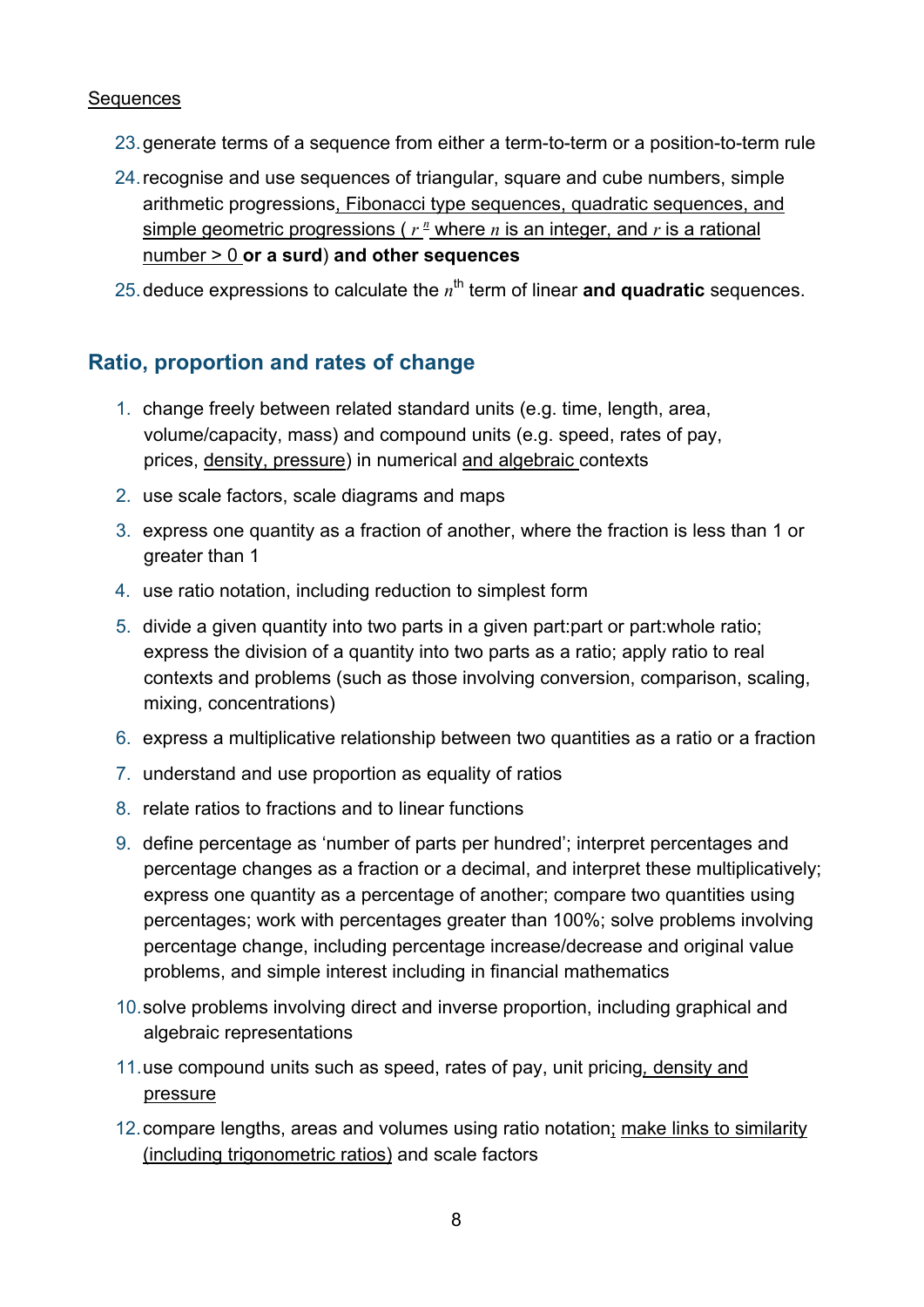Sequences

23. generate terms of a sequence from either a term-to-term or a position-to-term rule
24. recognise and use sequences of triangular, square and cube numbers, simple arithmetic progressions, Fibonacci type sequences, quadratic sequences, and simple geometric progressions ( $r^n$ where $n$ is an integer, and $r$ is a rational number > 0 **or a surd**) **and other sequences**
25. deduce expressions to calculate the $n^{\text{th}}$ term of linear **and quadratic** sequences.

## Ratio, proportion and rates of change

1. change freely between related standard units (e.g. time, length, area, volume/capacity, mass) and compound units (e.g. speed, rates of pay, prices, density, pressure) in numerical and algebraic contexts
2. use scale factors, scale diagrams and maps
3. express one quantity as a fraction of another, where the fraction is less than 1 or greater than 1
4. use ratio notation, including reduction to simplest form
5. divide a given quantity into two parts in a given part:part or part:whole ratio; express the division of a quantity into two parts as a ratio; apply ratio to real contexts and problems (such as those involving conversion, comparison, scaling, mixing, concentrations)
6. express a multiplicative relationship between two quantities as a ratio or a fraction
7. understand and use proportion as equality of ratios
8. relate ratios to fractions and to linear functions
9. define percentage as 'number of parts per hundred'; interpret percentages and percentage changes as a fraction or a decimal, and interpret these multiplicatively; express one quantity as a percentage of another; compare two quantities using percentages; work with percentages greater than 100%; solve problems involving percentage change, including percentage increase/decrease and original value problems, and simple interest including in financial mathematics
10. solve problems involving direct and inverse proportion, including graphical and algebraic representations
11. use compound units such as speed, rates of pay, unit pricing, density and pressure
12. compare lengths, areas and volumes using ratio notation; make links to similarity (including trigonometric ratios) and scale factors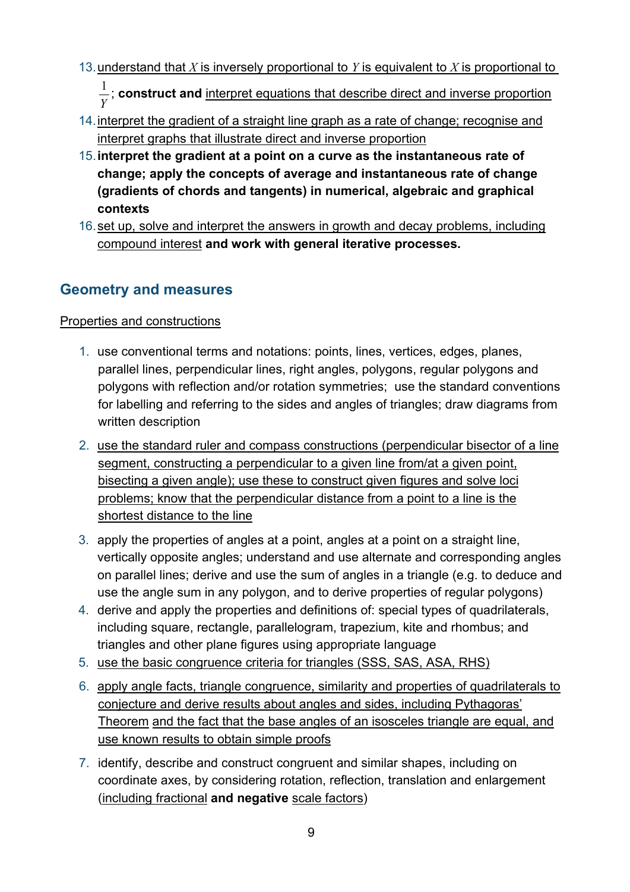13. understand that $X$ is inversely proportional to $Y$ is equivalent to $X$ is proportional to $\frac{1}{Y}$; **construct and** interpret equations that describe direct and inverse proportion
14. interpret the gradient of a straight line graph as a rate of change; recognise and interpret graphs that illustrate direct and inverse proportion
15. **interpret the gradient at a point on a curve as the instantaneous rate of change; apply the concepts of average and instantaneous rate of change (gradients of chords and tangents) in numerical, algebraic and graphical contexts**
16. set up, solve and interpret the answers in growth and decay problems, including compound interest **and work with general iterative processes.**

## Geometry and measures

Properties and constructions

1. use conventional terms and notations: points, lines, vertices, edges, planes, parallel lines, perpendicular lines, right angles, polygons, regular polygons and polygons with reflection and/or rotation symmetries; use the standard conventions for labelling and referring to the sides and angles of triangles; draw diagrams from written description
2. use the standard ruler and compass constructions (perpendicular bisector of a line segment, constructing a perpendicular to a given line from/at a given point, bisecting a given angle); use these to construct given figures and solve loci problems; know that the perpendicular distance from a point to a line is the shortest distance to the line
3. apply the properties of angles at a point, angles at a point on a straight line, vertically opposite angles; understand and use alternate and corresponding angles on parallel lines; derive and use the sum of angles in a triangle (e.g. to deduce and use the angle sum in any polygon, and to derive properties of regular polygons)
4. derive and apply the properties and definitions of: special types of quadrilaterals, including square, rectangle, parallelogram, trapezium, kite and rhombus; and triangles and other plane figures using appropriate language
5. use the basic congruence criteria for triangles (SSS, SAS, ASA, RHS)
6. apply angle facts, triangle congruence, similarity and properties of quadrilaterals to conjecture and derive results about angles and sides, including Pythagoras' Theorem and the fact that the base angles of an isosceles triangle are equal, and use known results to obtain simple proofs
7. identify, describe and construct congruent and similar shapes, including on coordinate axes, by considering rotation, reflection, translation and enlargement (including fractional **and negative** scale factors)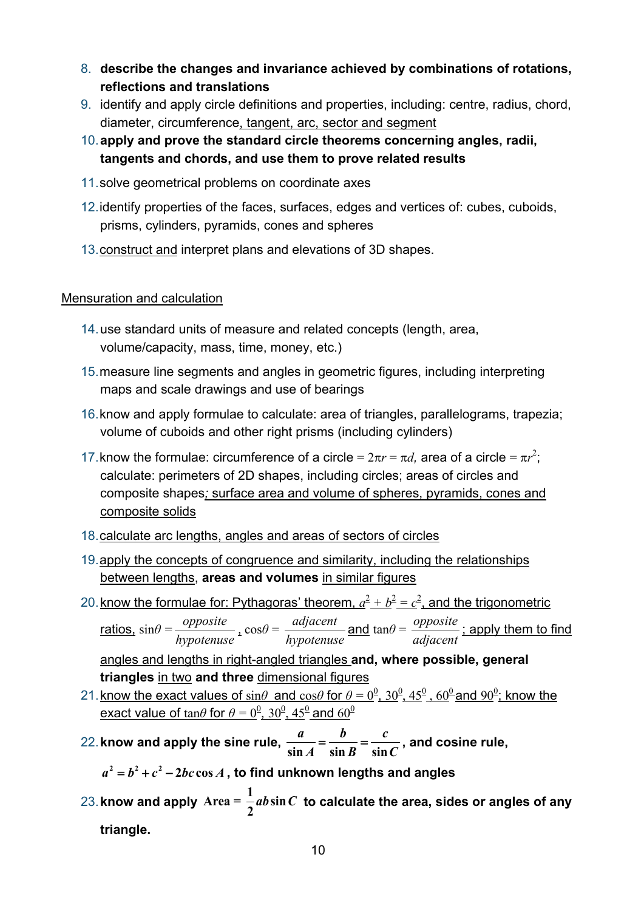8. **describe the changes and invariance achieved by combinations of rotations, reflections and translations**
9. identify and apply circle definitions and properties, including: centre, radius, chord, diameter, circumference, tangent, arc, sector and segment
10. **apply and prove the standard circle theorems concerning angles, radii, tangents and chords, and use them to prove related results**
11. solve geometrical problems on coordinate axes
12. identify properties of the faces, surfaces, edges and vertices of: cubes, cuboids, prisms, cylinders, pyramids, cones and spheres
13. construct and interpret plans and elevations of 3D shapes.

Mensuration and calculation

14. use standard units of measure and related concepts (length, area, volume/capacity, mass, time, money, etc.)
15. measure line segments and angles in geometric figures, including interpreting maps and scale drawings and use of bearings
16. know and apply formulae to calculate: area of triangles, parallelograms, trapezia; volume of cuboids and other right prisms (including cylinders)
17. know the formulae: circumference of a circle $= 2\pi r = \pi d$, area of a circle $= \pi r^2$; calculate: perimeters of 2D shapes, including circles; areas of circles and composite shapes; surface area and volume of spheres, pyramids, cones and composite solids
18. calculate arc lengths, angles and areas of sectors of circles
19. apply the concepts of congruence and similarity, including the relationships between lengths, **areas and volumes** in similar figures
20. know the formulae for: Pythagoras' theorem, $a^2 + b^2 = c^2$, and the trigonometric ratios, $\sin\theta = \frac{opposite}{hypotenuse}$, $\cos\theta = \frac{adjacent}{hypotenuse}$ and $\tan\theta = \frac{opposite}{adjacent}$; apply them to find angles and lengths in right-angled triangles **and, where possible, general triangles** in two **and three** dimensional figures
21. know the exact values of $\sin\theta$ and $\cos\theta$ for $\theta = 0^0, 30^0, 45^0, 60^0$ and $90^0$; know the exact value of $\tan\theta$ for $\theta = 0^0, 30^0, 45^0$ and $60^0$
22. **know and apply the sine rule, $\frac{a}{\sin A} = \frac{b}{\sin B} = \frac{c}{\sin C}$, and cosine rule, $a^2 = b^2 + c^2 - 2bc\cos A$, to find unknown lengths and angles**
23. **know and apply $\text{Area} = \frac{1}{2}ab\sin C$ to calculate the area, sides or angles of any triangle.**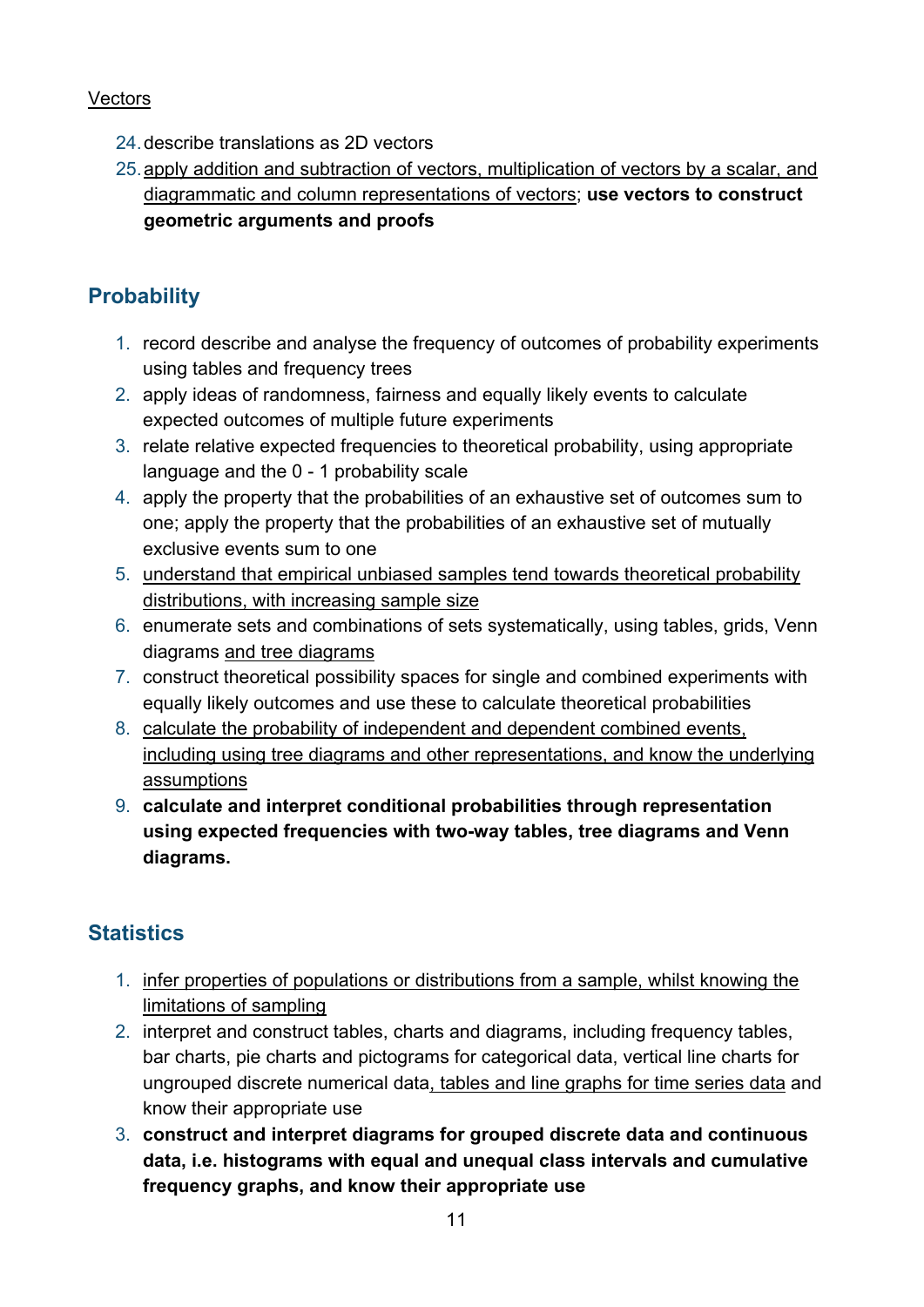Vectors

24. describe translations as 2D vectors
25. apply addition and subtraction of vectors, multiplication of vectors by a scalar, and diagrammatic and column representations of vectors; **use vectors to construct geometric arguments and proofs**

## Probability

1. record describe and analyse the frequency of outcomes of probability experiments using tables and frequency trees
2. apply ideas of randomness, fairness and equally likely events to calculate expected outcomes of multiple future experiments
3. relate relative expected frequencies to theoretical probability, using appropriate language and the 0 - 1 probability scale
4. apply the property that the probabilities of an exhaustive set of outcomes sum to one; apply the property that the probabilities of an exhaustive set of mutually exclusive events sum to one
5. understand that empirical unbiased samples tend towards theoretical probability distributions, with increasing sample size
6. enumerate sets and combinations of sets systematically, using tables, grids, Venn diagrams and tree diagrams
7. construct theoretical possibility spaces for single and combined experiments with equally likely outcomes and use these to calculate theoretical probabilities
8. calculate the probability of independent and dependent combined events, including using tree diagrams and other representations, and know the underlying assumptions
9. **calculate and interpret conditional probabilities through representation using expected frequencies with two-way tables, tree diagrams and Venn diagrams.**

## Statistics

1. infer properties of populations or distributions from a sample, whilst knowing the limitations of sampling
2. interpret and construct tables, charts and diagrams, including frequency tables, bar charts, pie charts and pictograms for categorical data, vertical line charts for ungrouped discrete numerical data, tables and line graphs for time series data and know their appropriate use
3. **construct and interpret diagrams for grouped discrete data and continuous data, i.e. histograms with equal and unequal class intervals and cumulative frequency graphs, and know their appropriate use**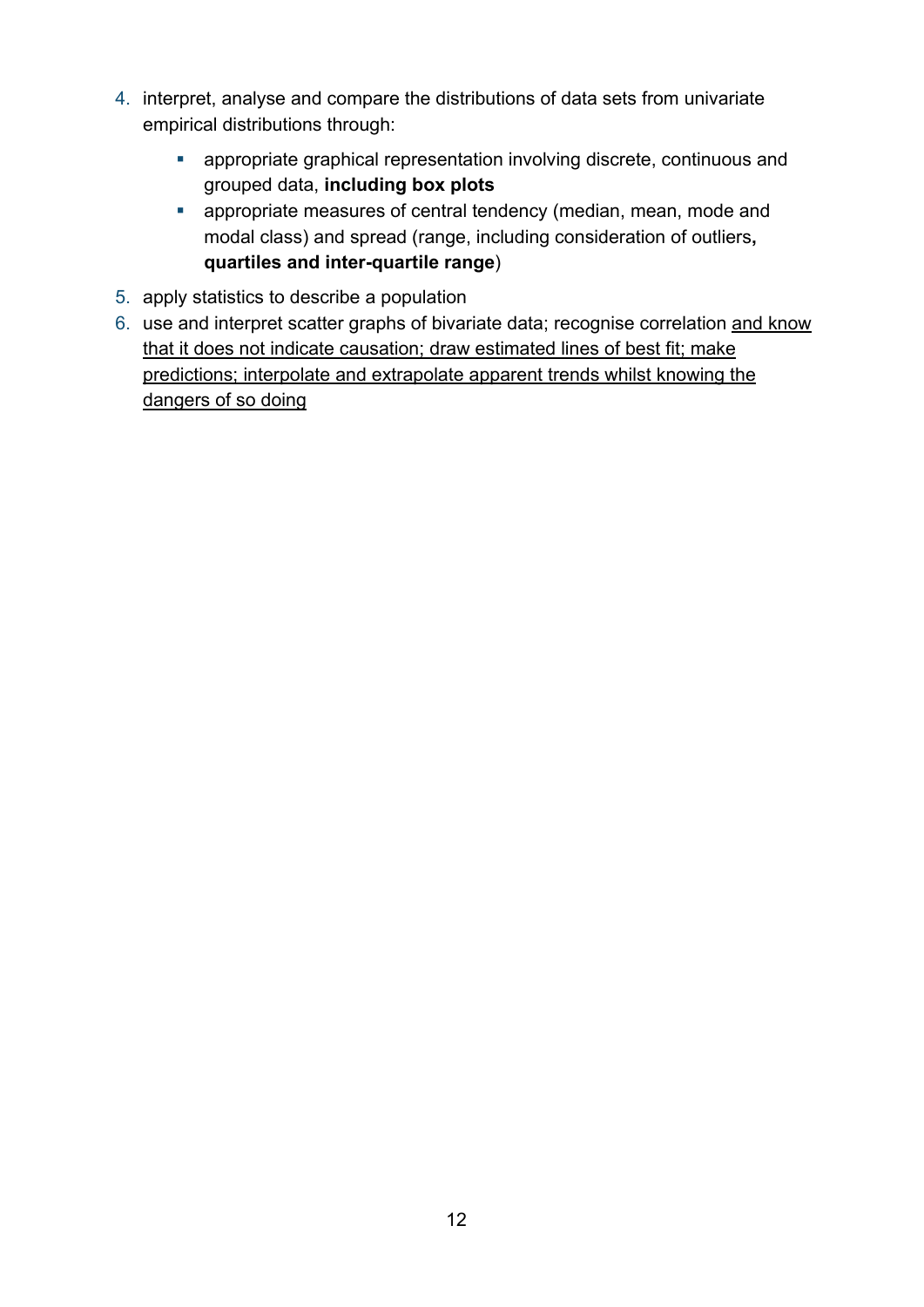4. interpret, analyse and compare the distributions of data sets from univariate empirical distributions through:
    - appropriate graphical representation involving discrete, continuous and grouped data, **including box plots**
    - appropriate measures of central tendency (median, mean, mode and modal class) and spread (range, including consideration of outliers**, quartiles and inter-quartile range**)
5. apply statistics to describe a population
6. use and interpret scatter graphs of bivariate data; recognise correlation <u>and know that it does not indicate causation; draw estimated lines of best fit; make predictions; interpolate and extrapolate apparent trends whilst knowing the dangers of so doing</u>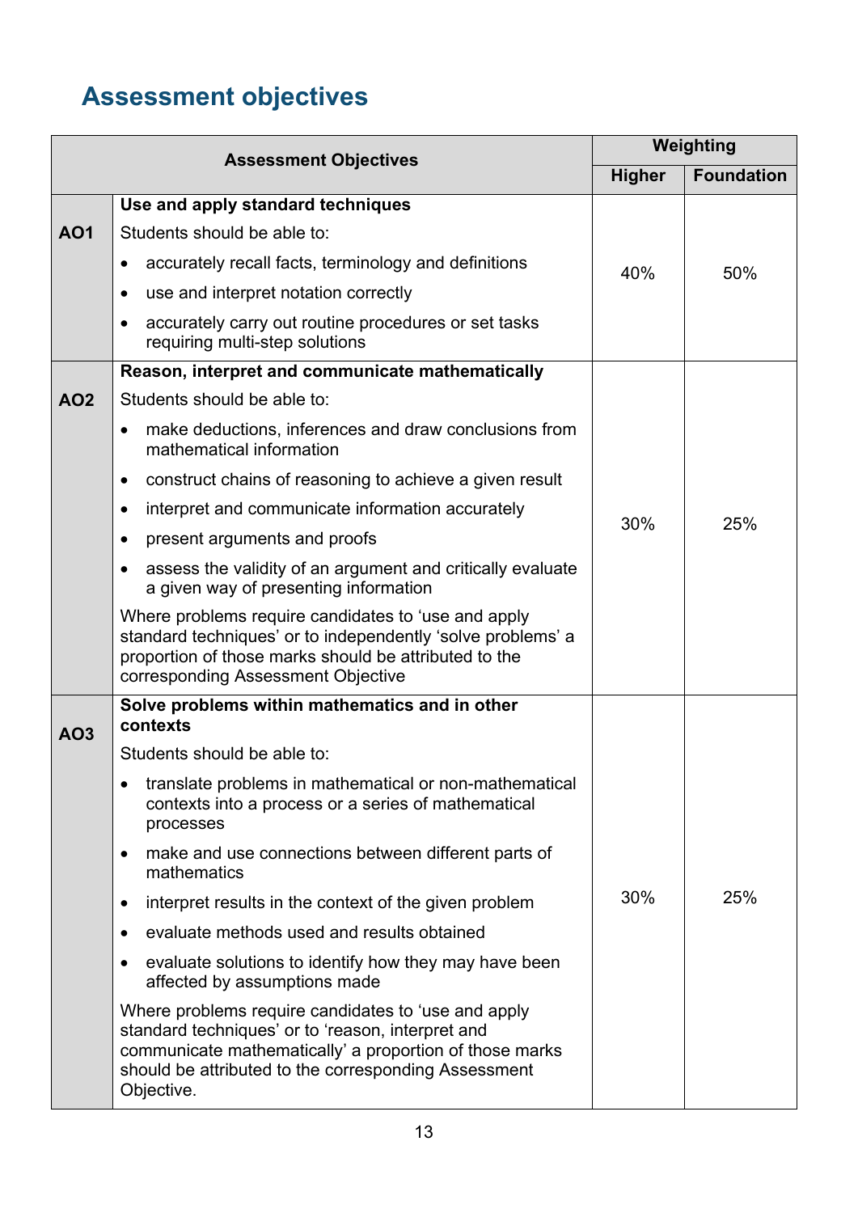## Assessment objectives

| Assessment Objectives | | Weighting | |
|---|---|---|---|
| | | **Higher** | **Foundation** |
| **AO1** | **Use and apply standard techniques**<br>Students should be able to:<br>• accurately recall facts, terminology and definitions<br>• use and interpret notation correctly<br>• accurately carry out routine procedures or set tasks requiring multi-step solutions | 40% | 50% |
| **AO2** | **Reason, interpret and communicate mathematically**<br>Students should be able to:<br>• make deductions, inferences and draw conclusions from mathematical information<br>• construct chains of reasoning to achieve a given result<br>• interpret and communicate information accurately<br>• present arguments and proofs<br>• assess the validity of an argument and critically evaluate a given way of presenting information<br>Where problems require candidates to 'use and apply standard techniques' or to independently 'solve problems' a proportion of those marks should be attributed to the corresponding Assessment Objective | 30% | 25% |
| **AO3** | **Solve problems within mathematics and in other contexts**<br>Students should be able to:<br>• translate problems in mathematical or non-mathematical contexts into a process or a series of mathematical processes<br>• make and use connections between different parts of mathematics<br>• interpret results in the context of the given problem<br>• evaluate methods used and results obtained<br>• evaluate solutions to identify how they may have been affected by assumptions made<br>Where problems require candidates to 'use and apply standard techniques' or to 'reason, interpret and communicate mathematically' a proportion of those marks should be attributed to the corresponding Assessment Objective. | 30% | 25% |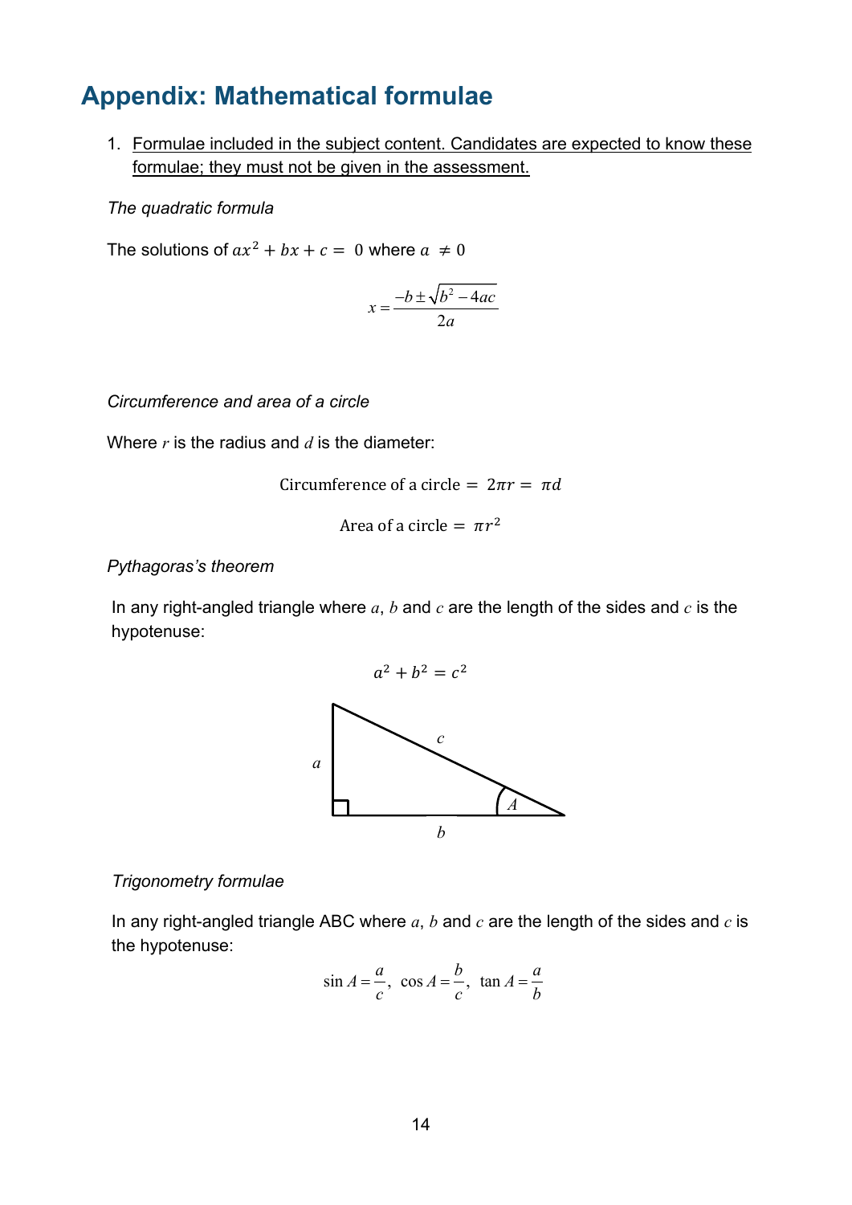## Appendix: Mathematical formulae

1. Formulae included in the subject content. Candidates are expected to know these formulae; they must not be given in the assessment.

*The quadratic formula*

The solutions of $ax^2 + bx + c = 0$ where $a \neq 0$

$$x = \frac{-b \pm \sqrt{b^2 - 4ac}}{2a}$$

*Circumference and area of a circle*

Where $r$ is the radius and $d$ is the diameter:

$$\text{Circumference of a circle} = 2\pi r = \pi d$$

$$\text{Area of a circle} = \pi r^2$$

*Pythagoras's theorem*

In any right-angled triangle where $a$, $b$ and $c$ are the length of the sides and $c$ is the hypotenuse:

$$a^2 + b^2 = c^2$$

*Trigonometry formulae*

In any right-angled triangle ABC where $a$, $b$ and $c$ are the length of the sides and $c$ is the hypotenuse:

$$\sin A = \frac{a}{c}, \ \cos A = \frac{b}{c}, \ \tan A = \frac{a}{b}$$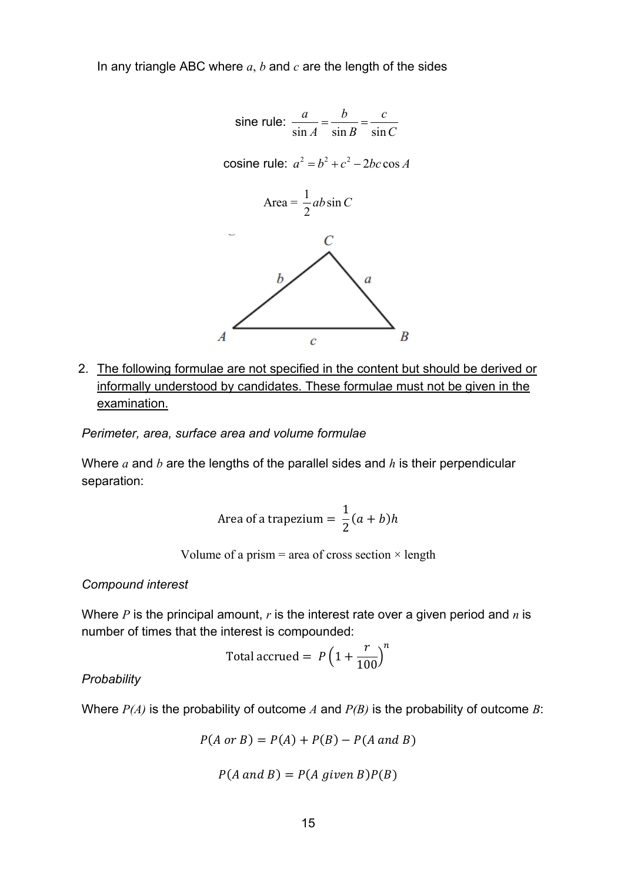In any triangle ABC where $a$, $b$ and $c$ are the length of the sides

$$\text{sine rule: } \frac{a}{\sin A} = \frac{b}{\sin B} = \frac{c}{\sin C}$$

$$\text{cosine rule: } a^2 = b^2 + c^2 - 2bc\cos A$$

$$\text{Area} = \frac{1}{2}ab\sin C$$

2. <u>The following formulae are not specified in the content but should be derived or informally understood by candidates. These formulae must not be given in the examination.</u>

*Perimeter, area, surface area and volume formulae*

Where $a$ and $b$ are the lengths of the parallel sides and $h$ is their perpendicular separation:

$$\text{Area of a trapezium} = \frac{1}{2}(a+b)h$$

$$\text{Volume of a prism} = \text{area of cross section} \times \text{length}$$

*Compound interest*

Where $P$ is the principal amount, $r$ is the interest rate over a given period and $n$ is number of times that the interest is compounded:

$$\text{Total accrued} = P\left(1 + \frac{r}{100}\right)^n$$

*Probability*

Where $P(A)$ is the probability of outcome $A$ and $P(B)$ is the probability of outcome $B$:

$$P(A \text{ or } B) = P(A) + P(B) - P(A \text{ and } B)$$

$$P(A \text{ and } B) = P(A \text{ given } B)P(B)$$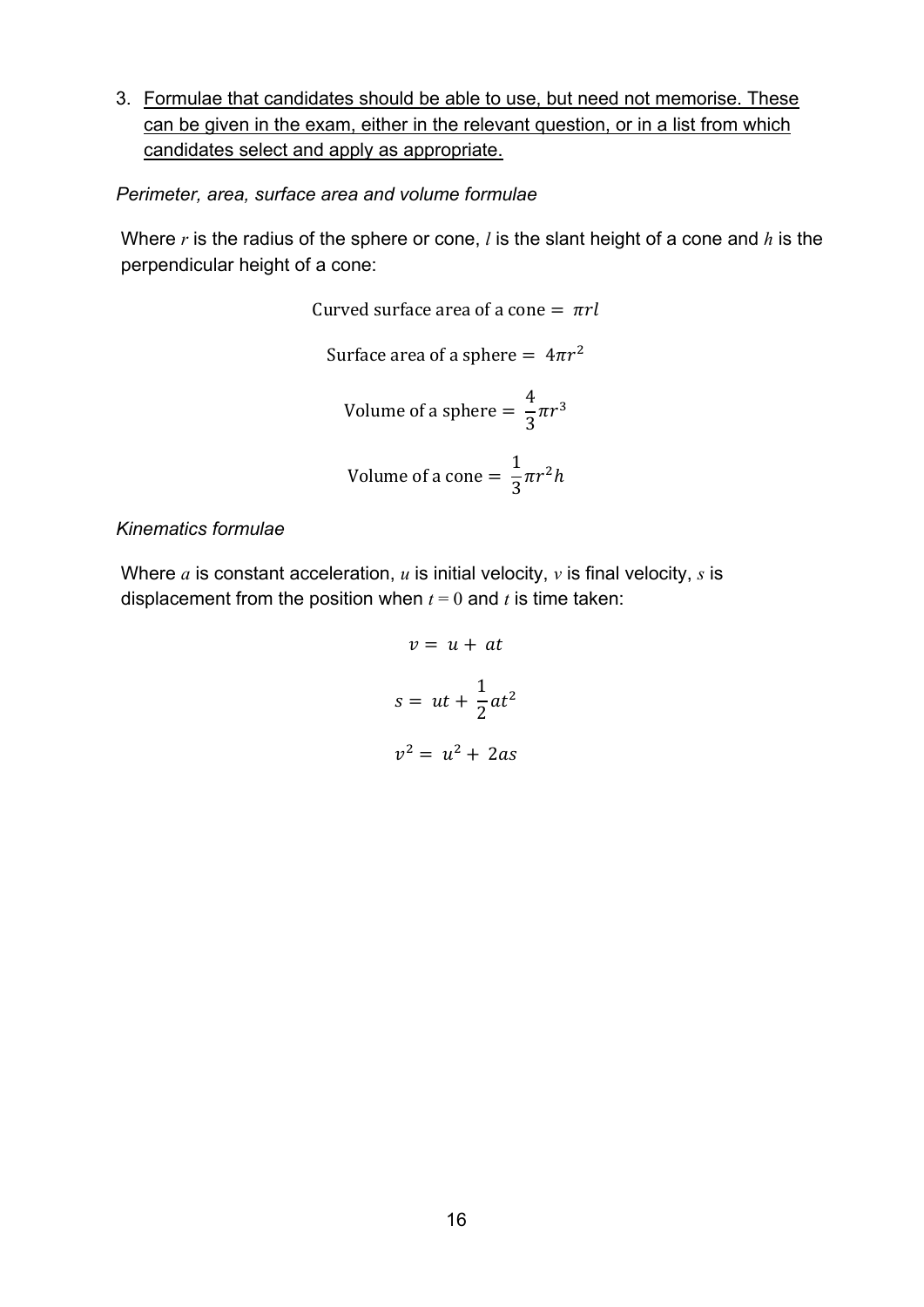3. <u>Formulae that candidates should be able to use, but need not memorise. These can be given in the exam, either in the relevant question, or in a list from which candidates select and apply as appropriate.</u>

*Perimeter, area, surface area and volume formulae*

Where $r$ is the radius of the sphere or cone, $l$ is the slant height of a cone and $h$ is the perpendicular height of a cone:

$$\text{Curved surface area of a cone} = \pi r l$$

$$\text{Surface area of a sphere} = 4\pi r^2$$

$$\text{Volume of a sphere} = \frac{4}{3}\pi r^3$$

$$\text{Volume of a cone} = \frac{1}{3}\pi r^2 h$$

*Kinematics formulae*

Where $a$ is constant acceleration, $u$ is initial velocity, $v$ is final velocity, $s$ is displacement from the position when $t = 0$ and $t$ is time taken:

$$v = u + at$$

$$s = ut + \frac{1}{2}at^2$$

$$v^2 = u^2 + 2as$$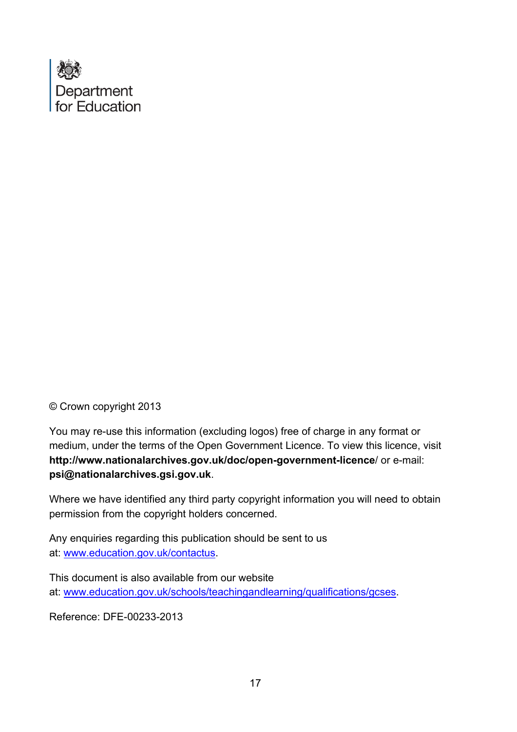Department for Education

© Crown copyright 2013

You may re-use this information (excluding logos) free of charge in any format or medium, under the terms of the Open Government Licence. To view this licence, visit **http://www.nationalarchives.gov.uk/doc/open-government-licence**/ or e-mail: **psi@nationalarchives.gsi.gov.uk**.

Where we have identified any third party copyright information you will need to obtain permission from the copyright holders concerned.

Any enquiries regarding this publication should be sent to us at: [www.education.gov.uk/contactus](http://www.education.gov.uk/contactus).

This document is also available from our website at: [www.education.gov.uk/schools/teachingandlearning/qualifications/gcses](http://www.education.gov.uk/schools/teachingandlearning/qualifications/gcses).

Reference: DFE-00233-2013